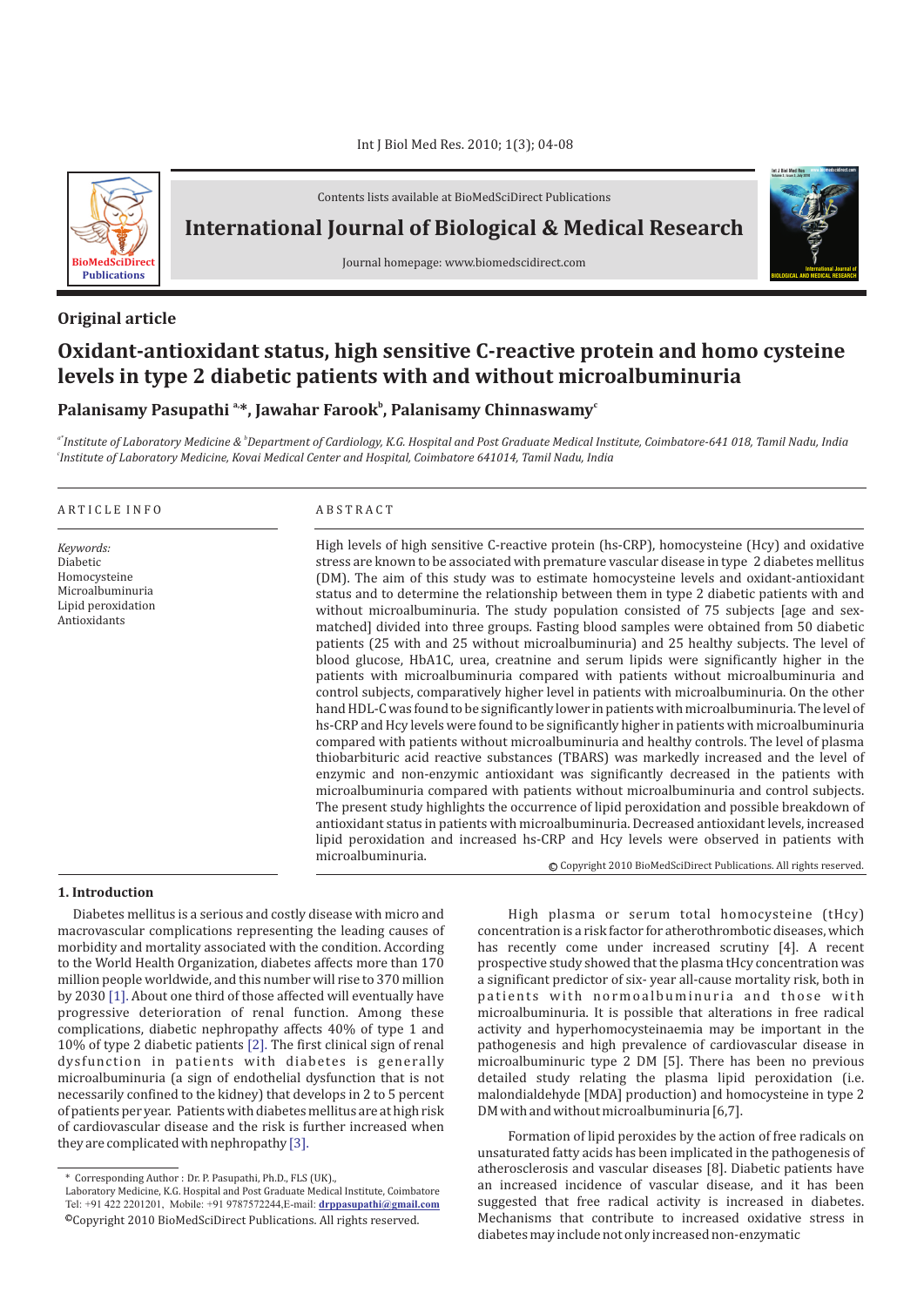Contents lists available at BioMedSciDirect Publications

# International Journal of Biological & Medical Research

Journal homepage: www.biomedscidirect.com

## Original article

# Oxidant-antioxidant status, high sensitive C-reactive protein and homo cysteine levels in type 2 diabetic patients with and without microalbuminuria

**Palanisamy Pasupathi [a,*], Jawahar Farook[b], Palanisamy Chinnaswamy[c]**

*[a]Institute of Laboratory Medicine & [b]Department of Cardiology, K.G. Hospital and Post Graduate Medical Institute, Coimbatore-641 018, Tamil Nadu, India*
*[c]Institute of Laboratory Medicine, Kovai Medical Center and Hospital, Coimbatore 641014, Tamil Nadu, India*

ARTICLE INFO

*Keywords:*
Diabetic
Homocysteine
Microalbuminuria
Lipid peroxidation
Antioxidants

ABSTRACT

High levels of high sensitive C-reactive protein (hs-CRP), homocysteine (Hcy) and oxidative stress are known to be associated with premature vascular disease in type 2 diabetes mellitus (DM). The aim of this study was to estimate homocysteine levels and oxidant-antioxidant status and to determine the relationship between them in type 2 diabetic patients with and without microalbuminuria. The study population consisted of 75 subjects [age and sex-matched] divided into three groups. Fasting blood samples were obtained from 50 diabetic patients (25 with and 25 without microalbuminuria) and 25 healthy subjects. The level of blood glucose, HbA1C, urea, creatnine and serum lipids were significantly higher in the patients with microalbuminuria compared with patients without microalbuminuria and control subjects, comparatively higher level in patients with microalbuminuria. On the other hand HDL-C was found to be significantly lower in patients with microalbuminuria. The level of hs-CRP and Hcy levels were found to be significantly higher in patients with microalbuminuria compared with patients without microalbuminuria and healthy controls. The level of plasma thiobarbituric acid reactive substances (TBARS) was markedly increased and the level of enzymic and non-enzymic antioxidant was significantly decreased in the patients with microalbuminuria compared with patients without microalbuminuria and control subjects. The present study highlights the occurrence of lipid peroxidation and possible breakdown of antioxidant status in patients with microalbuminuria. Decreased antioxidant levels, increased lipid peroxidation and increased hs-CRP and Hcy levels were observed in patients with microalbuminuria.

© Copyright 2010 BioMedSciDirect Publications. All rights reserved.

## 1. Introduction

Diabetes mellitus is a serious and costly disease with micro and macrovascular complications representing the leading causes of morbidity and mortality associated with the condition. According to the World Health Organization, diabetes affects more than 170 million people worldwide, and this number will rise to 370 million by 2030 [1]. About one third of those affected will eventually have progressive deterioration of renal function. Among these complications, diabetic nephropathy affects 40% of type 1 and 10% of type 2 diabetic patients [2]. The first clinical sign of renal dysfunction in patients with diabetes is generally microalbuminuria (a sign of endothelial dysfunction that is not necessarily confined to the kidney) that develops in 2 to 5 percent of patients per year. Patients with diabetes mellitus are at high risk of cardiovascular disease and the risk is further increased when they are complicated with nephropathy [3].

High plasma or serum total homocysteine (tHcy) concentration is a risk factor for atherothrombotic diseases, which has recently come under increased scrutiny [4]. A recent prospective study showed that the plasma tHcy concentration was a significant predictor of six- year all-cause mortality risk, both in patients with normoalbuminuria and those with microalbuminuria. It is possible that alterations in free radical activity and hyperhomocysteinaemia may be important in the pathogenesis and high prevalence of cardiovascular disease in microalbuminuric type 2 DM [5]. There has been no previous detailed study relating the plasma lipid peroxidation (i.e. malondialdehyde [MDA] production) and homocysteine in type 2 DM with and without microalbuminuria [6,7].

Formation of lipid peroxides by the action of free radicals on unsaturated fatty acids has been implicated in the pathogenesis of atherosclerosis and vascular diseases [8]. Diabetic patients have an increased incidence of vascular disease, and it has been suggested that free radical activity is increased in diabetes. Mechanisms that contribute to increased oxidative stress in diabetes may include not only increased non-enzymatic

* Corresponding Author : Dr. P. Pasupathi, Ph.D., FLS (UK).,
Laboratory Medicine, K.G. Hospital and Post Graduate Medical Institute, Coimbatore
Tel: +91 422 2201201, Mobile: +91 9787572244,E-mail: **drppasupathi@gmail.com**

©Copyright 2010 BioMedSciDirect Publications. All rights reserved.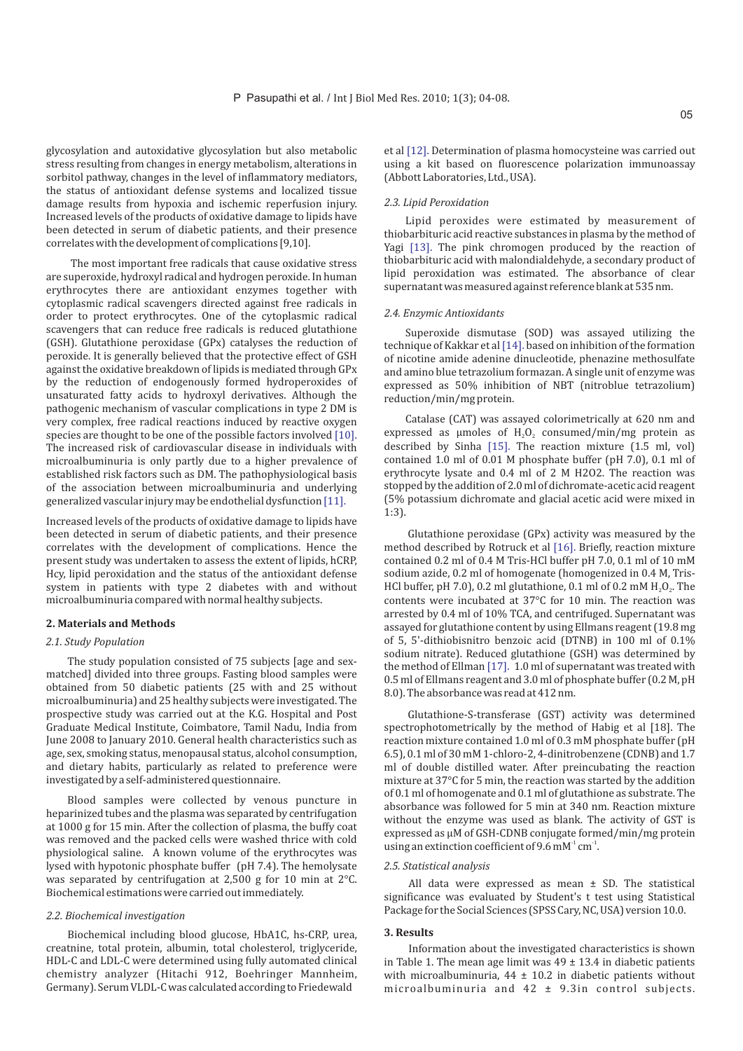glycosylation and autoxidative glycosylation but also metabolic stress resulting from changes in energy metabolism, alterations in sorbitol pathway, changes in the level of inflammatory mediators, the status of antioxidant defense systems and localized tissue damage results from hypoxia and ischemic reperfusion injury. Increased levels of the products of oxidative damage to lipids have been detected in serum of diabetic patients, and their presence correlates with the development of complications [9,10].

The most important free radicals that cause oxidative stress are superoxide, hydroxyl radical and hydrogen peroxide. In human erythrocytes there are antioxidant enzymes together with cytoplasmic radical scavengers directed against free radicals in order to protect erythrocytes. One of the cytoplasmic radical scavengers that can reduce free radicals is reduced glutathione (GSH). Glutathione peroxidase (GPx) catalyses the reduction of peroxide. It is generally believed that the protective effect of GSH against the oxidative breakdown of lipids is mediated through GPx by the reduction of endogenously formed hydroperoxides of unsaturated fatty acids to hydroxyl derivatives. Although the pathogenic mechanism of vascular complications in type 2 DM is very complex, free radical reactions induced by reactive oxygen species are thought to be one of the possible factors involved [10]. The increased risk of cardiovascular disease in individuals with microalbuminuria is only partly due to a higher prevalence of established risk factors such as DM. The pathophysiological basis of the association between microalbuminuria and underlying generalized vascular injury may be endothelial dysfunction [11].

Increased levels of the products of oxidative damage to lipids have been detected in serum of diabetic patients, and their presence correlates with the development of complications. Hence the present study was undertaken to assess the extent of lipids, hCRP, Hcy, lipid peroxidation and the status of the antioxidant defense system in patients with type 2 diabetes with and without microalbuminuria compared with normal healthy subjects.

## 2. Materials and Methods

### 2.1. Study Population

The study population consisted of 75 subjects [age and sex-matched] divided into three groups. Fasting blood samples were obtained from 50 diabetic patients (25 with and 25 without microalbuminuria) and 25 healthy subjects were investigated. The prospective study was carried out at the K.G. Hospital and Post Graduate Medical Institute, Coimbatore, Tamil Nadu, India from June 2008 to January 2010. General health characteristics such as age, sex, smoking status, menopausal status, alcohol consumption, and dietary habits, particularly as related to preference were investigated by a self-administered questionnaire.

Blood samples were collected by venous puncture in heparinized tubes and the plasma was separated by centrifugation at 1000 g for 15 min. After the collection of plasma, the buffy coat was removed and the packed cells were washed thrice with cold physiological saline. A known volume of the erythrocytes was lysed with hypotonic phosphate buffer (pH 7.4). The hemolysate was separated by centrifugation at 2,500 g for 10 min at 2°C. Biochemical estimations were carried out immediately.

### 2.2. Biochemical investigation

Biochemical including blood glucose, HbA1C, hs-CRP, urea, creatnine, total protein, albumin, total cholesterol, triglyceride, HDL-C and LDL-C were determined using fully automated clinical chemistry analyzer (Hitachi 912, Boehringer Mannheim, Germany). Serum VLDL-C was calculated according to Friedewald et al [12]. Determination of plasma homocysteine was carried out using a kit based on fluorescence polarization immunoassay (Abbott Laboratories, Ltd., USA).

### 2.3. Lipid Peroxidation

Lipid peroxides were estimated by measurement of thiobarbituric acid reactive substances in plasma by the method of Yagi [13]. The pink chromogen produced by the reaction of thiobarbituric acid with malondialdehyde, a secondary product of lipid peroxidation was estimated. The absorbance of clear supernatant was measured against reference blank at 535 nm.

### 2.4. Enzymic Antioxidants

Superoxide dismutase (SOD) was assayed utilizing the technique of Kakkar et al [14]. based on inhibition of the formation of nicotine amide adenine dinucleotide, phenazine methosulfate and amino blue tetrazolium formazan. A single unit of enzyme was expressed as 50% inhibition of NBT (nitroblue tetrazolium) reduction/min/mg protein.

Catalase (CAT) was assayed colorimetrically at 620 nm and expressed as µmoles of $H_2O_2$ consumed/min/mg protein as described by Sinha [15]. The reaction mixture (1.5 ml, vol) contained 1.0 ml of 0.01 M phosphate buffer (pH 7.0), 0.1 ml of erythrocyte lysate and 0.4 ml of 2 M H2O2. The reaction was stopped by the addition of 2.0 ml of dichromate-acetic acid reagent (5% potassium dichromate and glacial acetic acid were mixed in 1:3).

Glutathione peroxidase (GPx) activity was measured by the method described by Rotruck et al [16]. Briefly, reaction mixture contained 0.2 ml of 0.4 M Tris-HCl buffer pH 7.0, 0.1 ml of 10 mM sodium azide, 0.2 ml of homogenate (homogenized in 0.4 M, Tris-HCl buffer, pH 7.0), 0.2 ml glutathione, 0.1 ml of 0.2 mM $H_2O_2$. The contents were incubated at 37°C for 10 min. The reaction was arrested by 0.4 ml of 10% TCA, and centrifuged. Supernatant was assayed for glutathione content by using Ellmans reagent (19.8 mg of 5, 5'-dithiobisnitro benzoic acid (DTNB) in 100 ml of 0.1% sodium nitrate). Reduced glutathione (GSH) was determined by the method of Ellman [17]. 1.0 ml of supernatant was treated with 0.5 ml of Ellmans reagent and 3.0 ml of phosphate buffer (0.2 M, pH 8.0). The absorbance was read at 412 nm.

Glutathione-S-transferase (GST) activity was determined spectrophotometrically by the method of Habig et al [18]. The reaction mixture contained 1.0 ml of 0.3 mM phosphate buffer (pH 6.5), 0.1 ml of 30 mM 1-chloro-2, 4-dinitrobenzene (CDNB) and 1.7 ml of double distilled water. After preincubating the reaction mixture at 37°C for 5 min, the reaction was started by the addition of 0.1 ml of homogenate and 0.1 ml of glutathione as substrate. The absorbance was followed for 5 min at 340 nm. Reaction mixture without the enzyme was used as blank. The activity of GST is expressed as µM of GSH-CDNB conjugate formed/min/mg protein using an extinction coefficient of 9.6 $mM^{-1} cm^{-1}$.

### 2.5. Statistical analysis

All data were expressed as mean ± SD. The statistical significance was evaluated by Student's t test using Statistical Package for the Social Sciences (SPSS Cary, NC, USA) version 10.0.

## 3. Results

Information about the investigated characteristics is shown in Table 1. The mean age limit was 49 ± 13.4 in diabetic patients with microalbuminuria, 44 ± 10.2 in diabetic patients without microalbuminuria and 42 ± 9.3in control subjects.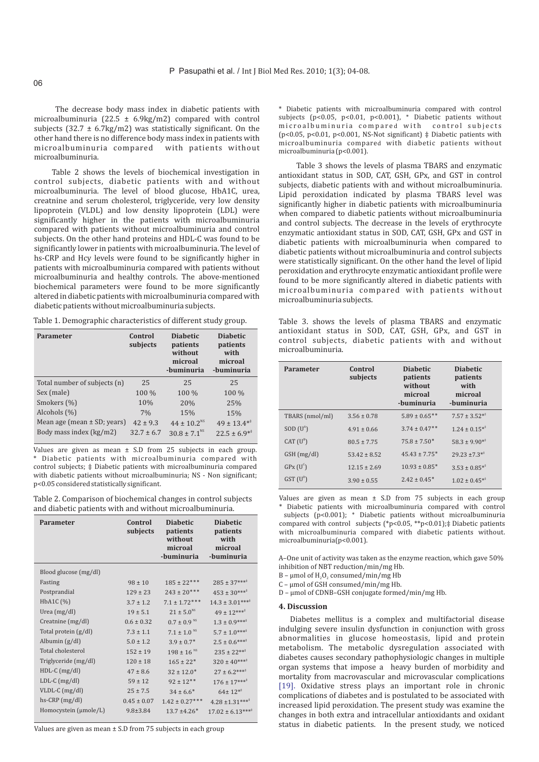The decrease body mass index in diabetic patients with microalbuminuria (22.5 ± 6.9kg/m2) compared with control subjects (32.7 ± 6.7kg/m2) was statistically significant. On the other hand there is no difference body mass index in patients with microalbuminuria compared with patients without microalbuminuria.

Table 2 shows the levels of biochemical investigation in control subjects, diabetic patients with and without microalbuminuria. The level of blood glucose, HbA1C, urea, creatnine and serum cholesterol, triglyceride, very low density lipoprotein (VLDL) and low density lipoprotein (LDL) were significantly higher in the patients with microalbuminuria compared with patients without microalbuminuria and control subjects. On the other hand proteins and HDL-C was found to be significantly lower in patients with microalbuminuria. The level of hs-CRP and Hcy levels were found to be significantly higher in patients with microalbuminuria compared with patients without microalbuminuria and healthy controls. The above-mentioned biochemical parameters were found to be more significantly altered in diabetic patients with microalbuminuria compared with diabetic patients without microalbuminuria subjects.

Table 1. Demographic characteristics of different study group.

| Parameter | Control subjects | Diabetic patients without microal -buminuria | Diabetic patients with microal -buminuria |
|---|---|---|---|
| Total number of subjects (n) | 25 | 25 | 25 |
| Sex (male) | 100 % | 100 % | 100 % |
| Smokers (%) | 10% | 20% | 25% |
| Alcohols (%) | 7% | 15% | 15% |
| Mean age (mean ± SD; years) | 42 ± 9.3 | 44 ± 10.2^NS | 49 ± 13.4*‡ |
| Body mass index (kg/m2) | 32.7 ± 6.7 | 30.8 ± 7.1^NS | 22.5 ± 6.9*‡ |

Values are given as mean ± S.D from 25 subjects in each group. * Diabetic patients with microalbuminuria compared with control subjects; ‡ Diabetic patients with microalbuminuria compared with diabetic patients without microalbuminuria; NS - Non significant; p<0.05 considered statistically significant.

Table 2. Comparison of biochemical changes in control subjects and diabetic patients with and without microalbuminuria.

| Parameter | Control subjects | Diabetic patients without microal -buminuria | Diabetic patients with microal -buminuria |
|---|---|---|---|
| Blood glucose (mg/dl) | | | |
| Fasting | 98 ± 10 | 185 ± 22*** | 285 ± 37***‡ |
| Postprandial | 129 ± 23 | 243 ± 20*** | 453 ± 30***‡ |
| HbA1C (%) | 3.7 ± 1.2 | 7.1 ± 1.72*** | 14.3 ± 3.01***‡ |
| Urea (mg/dl) | 19 ± 5.1 | 21 ± 5.0^NS | 49 ± 12***‡ |
| Creatnine (mg/dl) | 0.6 ± 0.32 | 0.7 ± 0.9^NS | 1.3 ± 0.9***‡ |
| Total protein (g/dl) | 7.3 ± 1.1 | 7.1 ± 1.0^NS | 5.7 ± 1.0***‡ |
| Albumin (g/dl) | 5.0 ± 1.2 | 3.9 ± 0.7* | 2.5 ± 0.6***‡ |
| Total cholesterol | 152 ± 19 | 198 ± 16^NS | 235 ± 22**‡ |
| Triglyceride (mg/dl) | 120 ± 18 | 165 ± 22* | 320 ± 40***‡ |
| HDL-C (mg/dl) | 47 ± 8.6 | 32 ± 12.0* | 27 ± 6.2***‡ |
| LDL-C (mg/dl) | 59 ± 12 | 92 ± 12** | 176 ± 17***‡ |
| VLDL-C (mg/dl) | 25 ± 7.5 | 34 ± 6.6* | 64± 12*‡ |
| hs-CRP (mg/dl) | 0.45 ± 0.07 | 1.42 ± 0.27*** | 4.28 ±1.31***‡ |
| Homocystein (μmole/L) | 9.8±3.84 | 13.7 ±4.26* | 17.02 ± 6.13***‡ |

Values are given as mean ± S.D from 75 subjects in each group

* Diabetic patients with microalbuminuria compared with control subjects (p<0.05, p<0.01, p<0.001), * Diabetic patients without microalbuminuria compared with control subjects (p<0.05, p<0.01, p<0.001, NS-Not significant) ‡ Diabetic patients with microalbuminuria compared with diabetic patients without microalbuminuria (p<0.001).

Table 3 shows the levels of plasma TBARS and enzymatic antioxidant status in SOD, CAT, GSH, GPx, and GST in control subjects, diabetic patients with and without microalbuminuria. Lipid peroxidation indicated by plasma TBARS level was significantly higher in diabetic patients with microalbuminuria when compared to diabetic patients without microalbuminuria and control subjects. The decrease in the levels of erythrocyte enzymatic antioxidant status in SOD, CAT, GSH, GPx and GST in diabetic patients with microalbuminuria when compared to diabetic patients without microalbuminuria and control subjects were statistically significant. On the other hand the level of lipid peroxidation and erythrocyte enzymatic antioxidant profile were found to be more significantly altered in diabetic patients with microalbuminuria compared with patients without microalbuminuria subjects.

Table 3. shows the levels of plasma TBARS and enzymatic antioxidant status in SOD, CAT, GSH, GPx, and GST in control subjects, diabetic patients with and without microalbuminuria.

| Parameter | Control subjects | Diabetic patients without microal -buminuria | Diabetic patients with microal -buminuria |
|---|---|---|---|
| TBARS (nmol/ml) | 3.56 ± 0.78 | 5.89 ± 0.65** | 7.57 ± 3.52*‡ |
| SOD (U[A]) | 4.91 ± 0.66 | 3.74 ± 0.47** | 1.24 ± 0.15*‡ |
| CAT (U[B]) | 80.5 ± 7.75 | 75.8 ± 7.50* | 58.3 ± 9.90*‡ |
| GSH (mg/dl) | 53.42 ± 8.52 | 45.43 ± 7.75* | 29.23 ±7.3*‡ |
| GPx (U[C]) | 12.15 ± 2.69 | 10.93 ± 0.85* | 3.53 ± 0.85*‡ |
| GST (U[D]) | 3.90 ± 0.55 | 2.42 ± 0.45* | 1.02 ± 0.45*‡ |

Values are given as mean ± S.D from 75 subjects in each group * Diabetic patients with microalbuminuria compared with control subjects (p<0.001); * Diabetic patients without microalbuminuria compared with control subjects (*p<0.05, **p<0.01);‡ Diabetic patients with microalbuminuria compared with diabetic patients without. microalbuminuria(p<0.001).

A–One unit of activity was taken as the enzyme reaction, which gave 50% inhibition of NBT reduction/min/mg Hb.

B – μmol of $H_2O_2$ consumed/min/mg Hb

C – μmol of GSH consumed/min/mg Hb.

D – μmol of CDNB–GSH conjugate formed/min/mg Hb.

## 4. Discussion

Diabetes mellitus is a complex and multifactorial disease indulging severe insulin dysfunction in conjunction with gross abnormalities in glucose homeostasis, lipid and protein metabolism. The metabolic dysregulation associated with diabetes causes secondary pathophysiologic changes in multiple organ systems that impose a heavy burden of morbidity and mortality from macrovascular and microvascular complications [19]. Oxidative stress plays an important role in chronic complications of diabetes and is postulated to be associated with increased lipid peroxidation. The present study was examine the changes in both extra and intracellular antioxidants and oxidant status in diabetic patients. In the present study, we noticed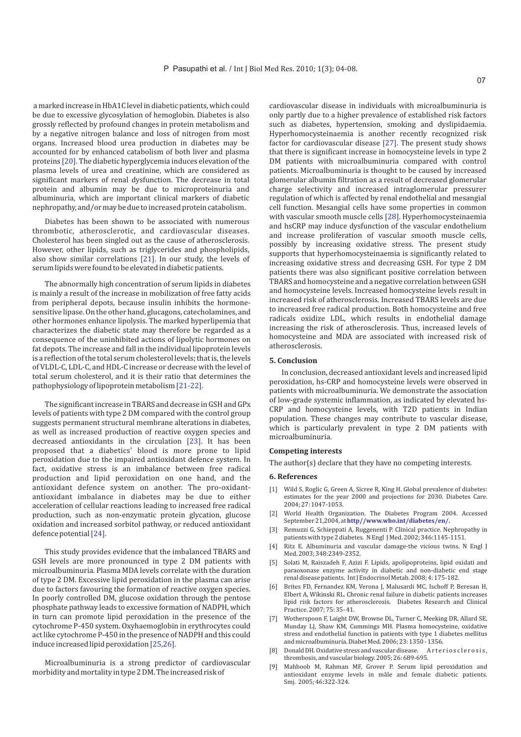a marked increase in HbA1C level in diabetic patients, which could be due to excessive glycosylation of hemoglobin. Diabetes is also grossly reflected by profound changes in protein metabolism and by a negative nitrogen balance and loss of nitrogen from most organs. Increased blood urea production in diabetes may be accounted for by enhanced catabolism of both liver and plasma proteins [20]. The diabetic hyperglycemia induces elevation of the plasma levels of urea and creatinine, which are considered as significant markers of renal dysfunction. The decrease in total protein and albumin may be due to microproteinuria and albuminuria, which are important clinical markers of diabetic nephropathy, and/or may be due to increased protein catabolism.

Diabetes has been shown to be associated with numerous thrombotic, atherosclerotic, and cardiovascular diseases. Cholesterol has been singled out as the cause of atherosclerosis. However, other lipids, such as triglycerides and phospholipids, also show similar correlations [21]. In our study, the levels of serum lipids were found to be elevated in diabetic patients.

The abnormally high concentration of serum lipids in diabetes is mainly a result of the increase in mobilization of free fatty acids from peripheral depots, because insulin inhibits the hormone-sensitive lipase. On the other hand, glucagons, catecholamines, and other hormones enhance lipolysis. The marked hyperlipemia that characterizes the diabetic state may therefore be regarded as a consequence of the uninhibited actions of lipolytic hormones on fat depots. The increase and fall in the individual lipoprotein levels is a reflection of the total serum cholesterol levels; that is, the levels of VLDL-C, LDL-C, and HDL-C increase or decrease with the level of total serum cholesterol, and it is their ratio that determines the pathophysiology of lipoprotein metabolism [21-22].

The significant increase in TBARS and decrease in GSH and GPx levels of patients with type 2 DM compared with the control group suggests permanent structural membrane alterations in diabetes, as well as increased production of reactive oxygen species and decreased antioxidants in the circulation [23]. It has been proposed that a diabetics' blood is more prone to lipid peroxidation due to the impaired antioxidant defence system. In fact, oxidative stress is an imbalance between free radical production and lipid peroxidation on one hand, and the antioxidant defence system on another. The pro-oxidant-antioxidant imbalance in diabetes may be due to either acceleration of cellular reactions leading to increased free radical production, such as non-enzymatic protein glycation, glucose oxidation and increased sorbitol pathway, or reduced antioxidant defence potential [24].

This study provides evidence that the imbalanced TBARS and GSH levels are more pronounced in type 2 DM patients with microalbuminuria. Plasma MDA levels correlate with the duration of type 2 DM. Excessive lipid peroxidation in the plasma can arise due to factors favouring the formation of reactive oxygen species. In poorly controlled DM, glucose oxidation through the pentose phosphate pathway leads to excessive formation of NADPH, which in turn can promote lipid peroxidation in the presence of the cytochrome P-450 system. Oxyhaemoglobin in erythrocytes could act like cytochrome P-450 in the presence of NADPH and this could induce increased lipid peroxidation [25,26].

Microalbuminuria is a strong predictor of cardiovascular morbidity and mortality in type 2 DM. The increased risk of cardiovascular disease in individuals with microalbuminuria is only partly due to a higher prevalence of established risk factors such as diabetes, hypertension, smoking and dyslipidaemia. Hyperhomocysteinaemia is another recently recognized risk factor for cardiovascular disease [27]. The present study shows that there is significant increase in homocysteine levels in type 2 DM patients with microalbuminuria compared with control patients. Microalbuminuria is thought to be caused by increased glomerular albumin filtration as a result of decreased glomerular charge selectivity and increased intraglomerular pressurer regulation of which is affected by renal endothelial and mesangial cell function. Mesangial cells have some properties in common with vascular smooth muscle cells [28]. Hyperhomocysteinaemia and hsCRP may induce dysfunction of the vascular endothelium and increase proliferation of vascular smooth muscle cells, possibly by increasing oxidative stress. The present study supports that hyperhomocysteinaemia is significantly related to increasing oxidative stress and decreasing GSH. For type 2 DM patients there was also significant positive correlation between TBARS and homocysteine and a negative correlation between GSH and homocysteine levels. Increased homocysteine levels result in increased risk of atherosclerosis. Increased TBARS levels are due to increased free radical production. Both homocysteine and free radicals oxidize LDL, which results in endothelial damage increasing the risk of atherosclerosis. Thus, increased levels of homocysteine and MDA are associated with increased risk of atherosclerosis.

## 5. Conclusion

In conclusion, decreased antioxidant levels and increased lipid peroxidation, hs-CRP and homocysteine levels were observed in patients with microalbuminuria. We demonstrate the association of low-grade systemic inflammation, as indicated by elevated hs-CRP and homocysteine levels, with T2D patients in Indian population. These changes may contribute to vascular disease, which is particularly prevalent in type 2 DM patients with microalbuminuria.

## Competing interests

The author(s) declare that they have no competing interests.

## 6. References

[1] Wild S, Roglic G, Green A, Sicree R, King H. Global prevalence of diabetes: estimates for the year 2000 and projections for 2030. Diabetes Care. 2004; 27: 1047-1053.

[2] World Health Organization. The Diabetes Program 2004. Accessed September 21,2004, at **http//www.who.int/diabetes/en/.**

[3] Remuzzi G, Schieppati A, Ruggenenti P. Clinical practice. Nephropathy in patients with type 2 diabetes. N Engl J Med. 2002; 346:1145-1151.

[4] Ritz E. Albuminuria and vascular damage-the vicious twins. N Engl J Med. 2003; 348:2349-2352.

[5] Solati M, Raiszadeh F, Azizi F. Lipids, apolipoproteins, lipid oxidati and paraoxonase enzyme activity in diabetic and non-diabetic end stage renal disease patients. Int J Endocrinol Metab. 2008; 4: 175-182.

[6] Brites FD, Fernandez KM, Verona J, Malusardi MC, Ischoff P, Beresan H, Elbert A, Wikinski RL. Chronic renal failure in diabetic patients increases lipid risk factors for atherosclerosis. Diabetes Research and Clinical Practice. 2007; 75: 35- 41.

[7] Wotherspoon F, Laight DW, Browne DL, Turner C, Meeking DR, Allard SE, Munday LJ, Shaw KM, Cummings MH. Plasma homocysteine, oxidative stress and endothelial function in patients with type 1 diabetes mellitus and microalbuminuria. Diabet Med. 2006; 23: 1350 - 1356.

[8] Donald DH. Oxidative stress and vascular disease. Arterioscler osis, thrombosis, and vascular biology. 2005; 26: 689-695.

[9] Mahboob M, Rahman MF, Grover P. Serum lipid peroxidation and antioxidant enzyme levels in mâle and female diabetic patients. Smj. 2005; 46:322-324.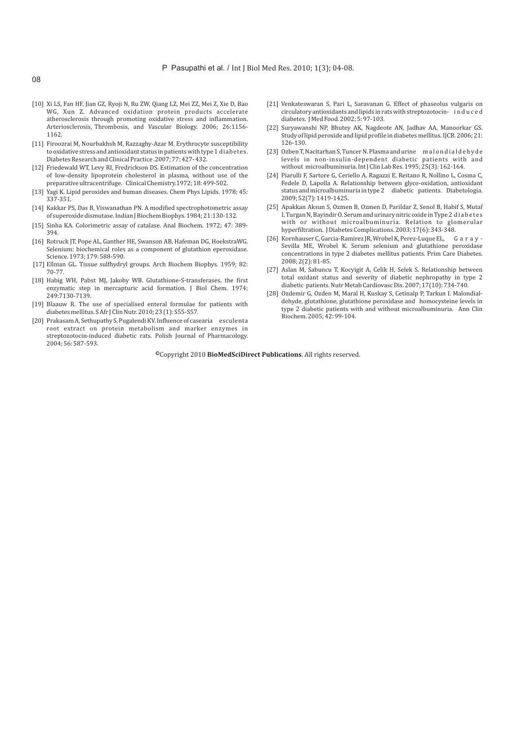[10] Xi LS, Fan HF, Jian GZ, Ryoji N, Ru ZW, Qiang LZ, Mei ZZ, Mei Z, Xie D, Bao WG, Xun Z. Advanced oxidation protein products accelerate atherosclerosis through promoting oxidative stress and inflammation. Arteriosclerosis, Thrombosis, and Vascular Biology. 2006; 26:1156-1162.

[11] Firoozrai M, Nourbakhsh M, Razzaghy-Azar M. Erythrocyte susceptibility to oxidative stress and antioxidant status in patients with type 1 diabetes. Diabetes Research and Clinical Practice .2007; 77: 427- 432.

[12] Friedewald WT, Levy RI, Fredrickson DS. Estimation of the concentration of low-density lipoprotein cholesterol in plasma, without use of the preparative ultracentrifuge. Clinical Chemistry.1972; 18: 499-502.

[13] Yagi K. Lipid peroxides and human diseases. Chem Phys Lipids. 1978; 45: 337-351.

[14] Kakkar PS, Das B, Viswanathan PN. A modified spectrophotometric assay of superoxide dismutase. Indian J Biochem Biophys. 1984; 21:130-132.

[15] Sinha KA. Colorimetric assay of catalase. Anal Biochem. 1972; 47: 389-394.

[16] Rotruck JT, Pope AL, Ganther HE, Swanson AB, Hafeman DG, HoekstraWG. Selenium: biochemical roles as a component of glutathion eperoxidase. Science. 1973; 179: 588-590.

[17] Ellman GL. Tissue sulfhydryl groups. Arch Biochem Biophys. 1959; 82: 70-77.

[18] Habig WH, Pabst MJ, Jakoby WB. Glutathione-S-transferases, the first enzymatic step in mercapturic acid formation. J Biol Chem. 1974; 249:7130-7139.

[19] Blaauw R. The use of specialised enteral formulae for patients with diabetes mellitus. S Afr J Clin Nutr. 2010; 23 (1): S55-S57.

[20] Prakasam A, Sethupathy S, Pugalendi KV. Influence of casearia esculenta root extract on protein metabolism and marker enzymes in streptozotocin-induced diabetic rats. Polish Journal of Pharmacology. 2004; 56: 587-593.

[21] Venkateswaran S, Pari L, Saravanan G. Effect of phaseolus vulgaris on circulatory antioxidants and lipids in rats with streptozotocin- induced diabetes. J Med Food. 2002; 5: 97-103.

[22] Suryawanshi NP, Bhutey AK, Nagdeote AN, Jadhav AA, Manoorkar GS. Study of lipid peroxide and lipid profile in diabetes mellitus. IJCB. 2006; 21: 126-130.

[23] Ozben T, Nacitarhan S, Tuncer N. Plasma and urine malondialdehyde levels in non-insulin-dependent diabetic patients with and without microalbuminuria. Int J Clin Lab Res. 1995; 25(3): 162-164.

[24] Piarulli F, Sartore G, Ceriello A, Ragazzi E, Reitano R, Nollino L, Cosma C, Fedele D, Lapolla A. Relationship between glyco-oxidation, antioxidant status and microalbuminuria in type 2 diabetic patients. Diabetologia. 2009; 52(7): 1419-1425.

[25] Apakkan Aksun S, Ozmen B, Ozmen D, Parildar Z, Senol B, Habif S, Mutaf I, Turgan N, Bayindir O. Serum and urinary nitric oxide in Type 2 diabetes with or without microalbuminuria. Relation to glomerular hyperfiltration. J Diabetes Complications. 2003; 17(6): 343-348.

[26] Kornhauser C, Garcia-Ramirez JR, Wrobel K, Perez-Luque EL, Garay-Sevilla ME, Wrobel K. Serum selenium and glutathione peroxidase concentrations in type 2 diabetes mellitus patients. Prim Care Diabetes. 2008; 2(2): 81-85.

[27] Aslan M, Sabuncu T, Kocyigit A, Celik H, Selek S. Relationship between total oxidant status and severity of diabetic nephropathy in type 2 diabetic patients. Nutr Metab Cardiovasc Dis. 2007; 17(10): 734-740.

[28] Ozdemir G, Ozden M, Maral H, Kuskay S, Cetinalp P, Tarkun I. Malondialdehyde, glutathione, glutathione peroxidase and homocysteine levels in type 2 diabetic patients with and without microalbuminuria. Ann Clin Biochem. 2005; 42: 99-104.

©Copyright 2010 **BioMedSciDirect Publications**. All rights reserved.